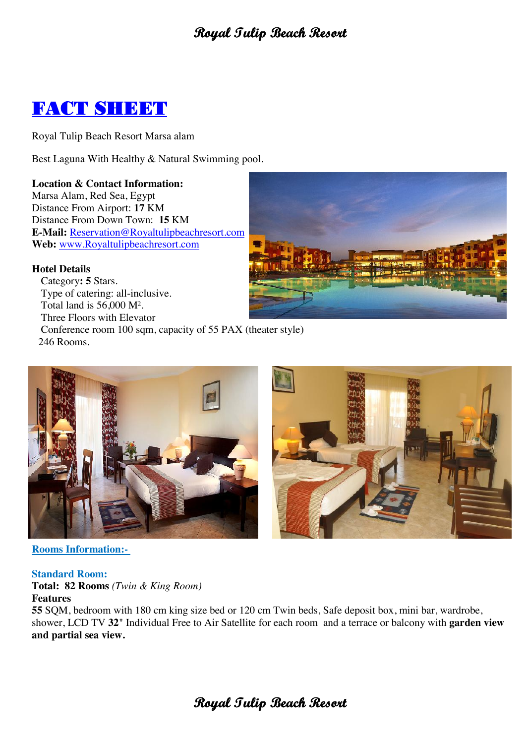# FACT SHEET

Royal Tulip Beach Resort Marsa alam

Best Laguna With Healthy & Natural Swimming pool.

**Location & Contact Information:**
Marsa Alam, Red Sea, Egypt
Distance From Airport: **17** KM
Distance From Down Town: **15** KM
**E-Mail:** Reservation@Royaltulipbeachresort.com
**Web:** www.Royaltulipbeachresort.com

**Hotel Details**
Category**: 5** Stars.
Type of catering: all-inclusive.
Total land is 56,000 M².
Three Floors with Elevator
Conference room 100 sqm, capacity of 55 PAX (theater style)
246 Rooms.

**Rooms Information:-**

**Standard Room:**
**Total: 82 Rooms** *(Twin & King Room)*
**Features**
**55** SQM, bedroom with 180 cm king size bed or 120 cm Twin beds, Safe deposit box, mini bar, wardrobe, shower, LCD TV **32**" Individual Free to Air Satellite for each room and a terrace or balcony with **garden view and partial sea view.**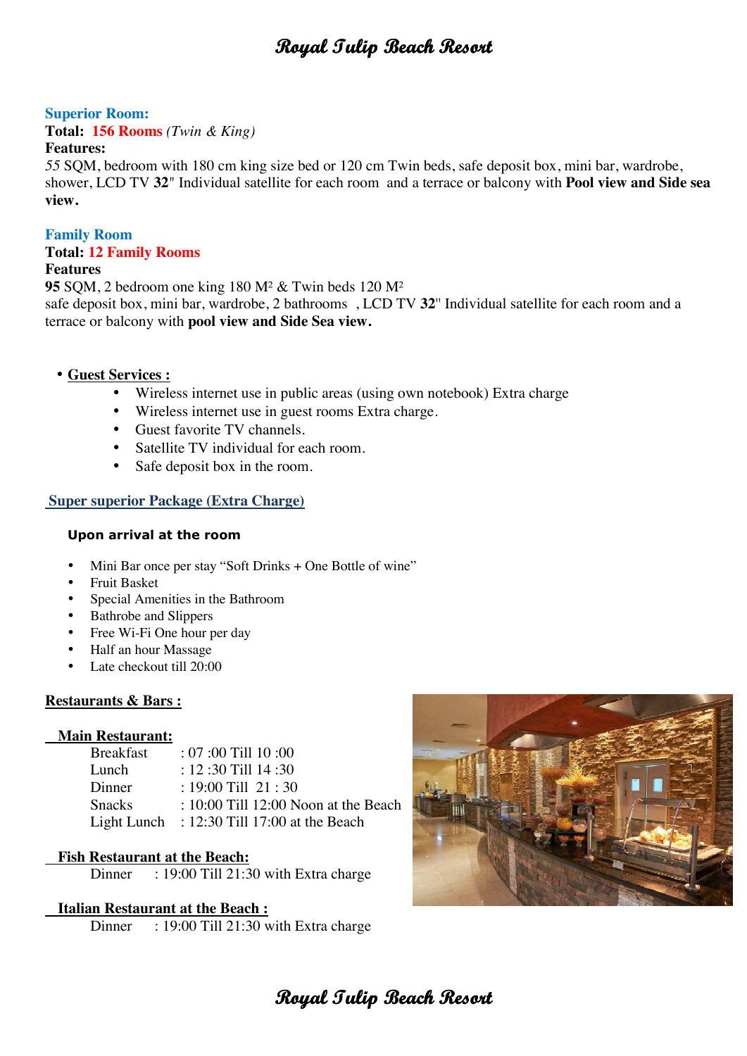**Superior Room:**

**Total: 156 Rooms** *(Twin & King)*

**Features:**

*55* SQM, bedroom with 180 cm king size bed or 120 cm Twin beds, safe deposit box, mini bar, wardrobe, shower, LCD TV **32**" Individual satellite for each room and a terrace or balcony with **Pool view and Side sea view.**

**Family Room**

**Total: 12 Family Rooms**

**Features**

**95** SQM, 2 bedroom one king 180 M² & Twin beds 120 M²

safe deposit box, mini bar, wardrobe, 2 bathrooms , LCD TV **32**" Individual satellite for each room and a terrace or balcony with **pool view and Side Sea view.**

- **Guest Services :**
  - Wireless internet use in public areas (using own notebook) Extra charge
  - Wireless internet use in guest rooms Extra charge.
  - Guest favorite TV channels.
  - Satellite TV individual for each room.
  - Safe deposit box in the room.

**Super superior Package (Extra Charge)**

**Upon arrival at the room**

- Mini Bar once per stay "Soft Drinks + One Bottle of wine"
- Fruit Basket
- Special Amenities in the Bathroom
- Bathrobe and Slippers
- Free Wi-Fi One hour per day
- Half an hour Massage
- Late checkout till 20:00

**Restaurants & Bars :**

**Main Restaurant:**

| | |
|---|---|
| Breakfast | : 07 :00 Till 10 :00 |
| Lunch | : 12 :30 Till 14 :30 |
| Dinner | : 19:00 Till 21 : 30 |
| Snacks | : 10:00 Till 12:00 Noon at the Beach |
| Light Lunch | : 12:30 Till 17:00 at the Beach |

**Fish Restaurant at the Beach:**

Dinner : 19:00 Till 21:30 with Extra charge

**Italian Restaurant at the Beach :**

Dinner : 19:00 Till 21:30 with Extra charge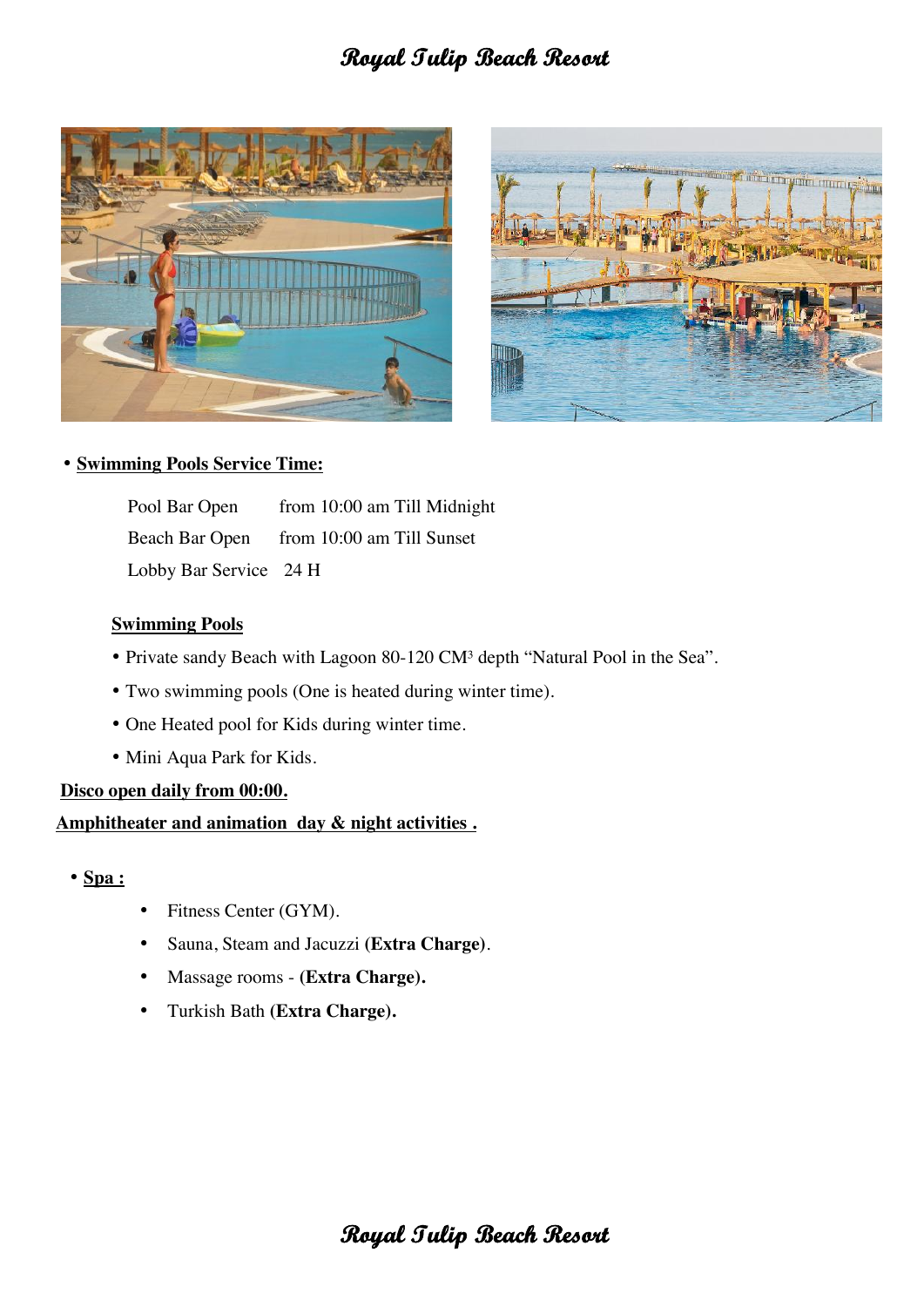# Royal Tulip Beach Resort

- **Swimming Pools Service Time:**

| | |
|---|---|
| Pool Bar Open | from 10:00 am Till Midnight |
| Beach Bar Open | from 10:00 am Till Sunset |
| Lobby Bar Service | 24 H |

**Swimming Pools**

- Private sandy Beach with Lagoon 80-120 $CM^3$ depth "Natural Pool in the Sea".
- Two swimming pools (One is heated during winter time).
- One Heated pool for Kids during winter time.
- Mini Aqua Park for Kids.

**Disco open daily from 00:00.**

**Amphitheater and animation day & night activities .**

- **Spa :**
  - Fitness Center (GYM).
  - Sauna, Steam and Jacuzzi **(Extra Charge)**.
  - Massage rooms - **(Extra Charge).**
  - Turkish Bath **(Extra Charge).**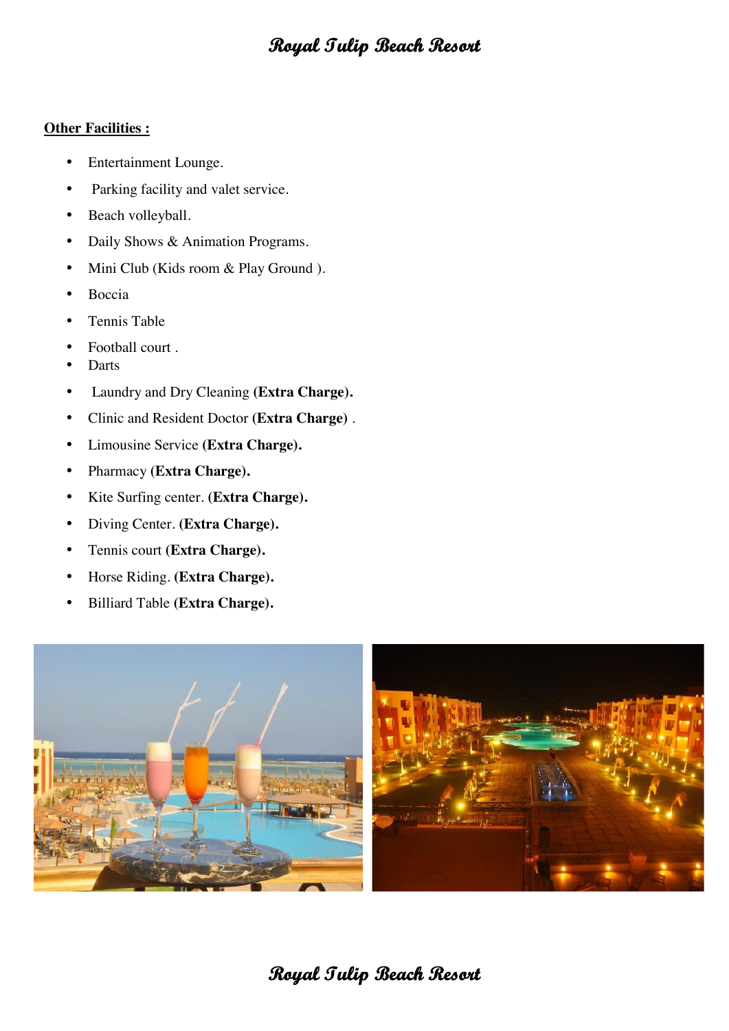**Other Facilities :**

- Entertainment Lounge.
- Parking facility and valet service.
- Beach volleyball.
- Daily Shows & Animation Programs.
- Mini Club (Kids room & Play Ground ).
- Boccia
- Tennis Table
- Football court .
- Darts
- Laundry and Dry Cleaning **(Extra Charge).**
- Clinic and Resident Doctor **(Extra Charge)** .
- Limousine Service **(Extra Charge).**
- Pharmacy **(Extra Charge).**
- Kite Surfing center. **(Extra Charge).**
- Diving Center. **(Extra Charge).**
- Tennis court **(Extra Charge).**
- Horse Riding. **(Extra Charge).**
- Billiard Table **(Extra Charge).**